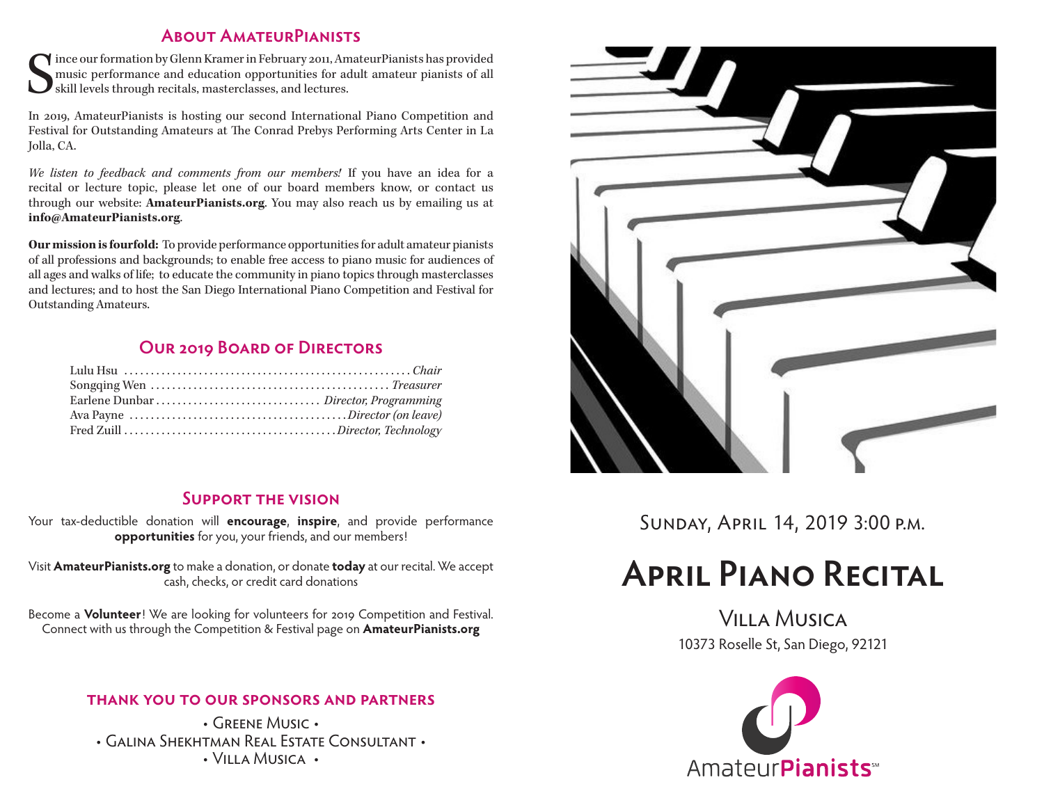## About AmateurPianists

Since our formation by Glenn Kramer in February 2011, AmateurPianists has provided music performance and education opportunities for adult amateur pianists of all skill levels through recitals, masterclasses, and lectures.

In 2019, AmateurPianists is hosting our second International Piano Competition and Festival for Outstanding Amateurs at The Conrad Prebys Performing Arts Center in La Jolla, CA.

*We listen to feedback and comments from our members!* If you have an idea for a recital or lecture topic, please let one of our board members know, or contact us through our website: **AmateurPianists.org**. You may also reach us by emailing us at **info@AmateurPianists.org**.

**Our mission is fourfold:** To provide performance opportunities for adult amateur pianists of all professions and backgrounds; to enable free access to piano music for audiences of all ages and walks of life; to educate the community in piano topics through masterclasses and lectures; and to host the San Diego International Piano Competition and Festival for Outstanding Amateurs.

## Our 2019 Board of Directors

Lulu Hsu ........ *Chair*
Songqing Wen ........ *Treasurer*
Earlene Dunbar ........ *Director, Programming*
Ava Payne ........ *Director (on leave)*
Fred Zuill ........ *Director, Technology*

## Support the vision

Your tax-deductible donation will **encourage**, **inspire**, and provide performance **opportunities** for you, your friends, and our members!

Visit **AmateurPianists.org** to make a donation, or donate **today** at our recital. We accept cash, checks, or credit card donations

Become a **Volunteer**! We are looking for volunteers for 2019 Competition and Festival. Connect with us through the Competition & Festival page on **AmateurPianists.org**

### Thank you to our sponsors and partners

• Greene Music •
• Galina Shekhtman Real Estate Consultant •
• Villa Musica •

Sunday, April 14, 2019 3:00 p.m.

# April Piano Recital

## Villa Musica

10373 Roselle St, San Diego, 92121

AmateurPianists℠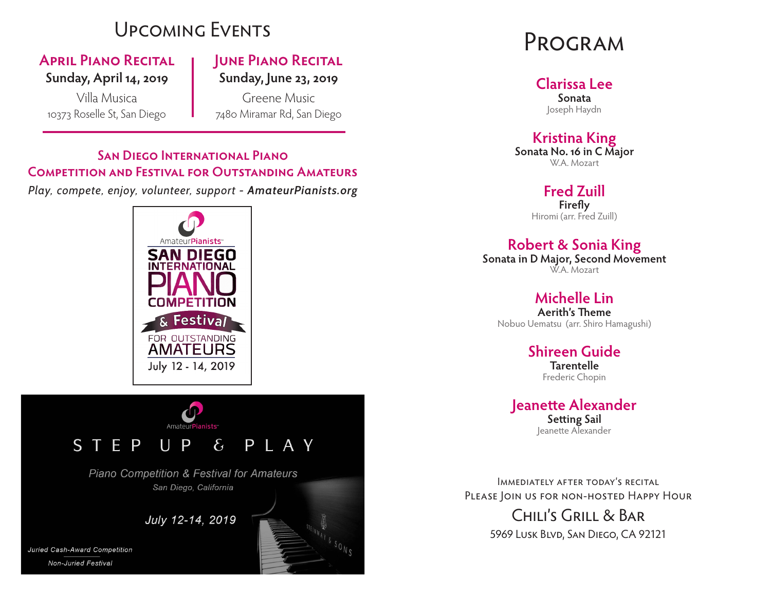# Upcoming Events

## April Piano Recital

**Sunday, April 14, 2019**

Villa Musica

10373 Roselle St, San Diego

## June Piano Recital

**Sunday, June 23, 2019**

Greene Music

7480 Miramar Rd, San Diego

## San Diego International Piano Competition and Festival for Outstanding Amateurs

*Play, compete, enjoy, volunteer, support - **AmateurPianists.org***

AmateurPianists

SAN DIEGO INTERNATIONAL PIANO COMPETITION & Festival FOR OUTSTANDING AMATEURS

July 12 - 14, 2019

AmateurPianists

STEP UP & PLAY

*Piano Competition & Festival for Amateurs*

*San Diego, California*

*July 12-14, 2019*

*Juried Cash-Award Competition*

*Non-Juried Festival*

# Program

## Clarissa Lee

**Sonata**

Joseph Haydn

## Kristina King

**Sonata No. 16 in C Major**

W.A. Mozart

## Fred Zuill

**Firefly**

Hiromi (arr. Fred Zuill)

## Robert & Sonia King

**Sonata in D Major, Second Movement**

W.A. Mozart

## Michelle Lin

**Aerith's Theme**

Nobuo Uematsu (arr. Shiro Hamagushi)

## Shireen Guide

**Tarentelle**

Frederic Chopin

## Jeanette Alexander

**Setting Sail**

Jeanette Alexander

Immediately after today's recital

Please Join us for non-hosted Happy Hour

Chili's Grill & Bar

5969 Lusk Blvd, San Diego, CA 92121